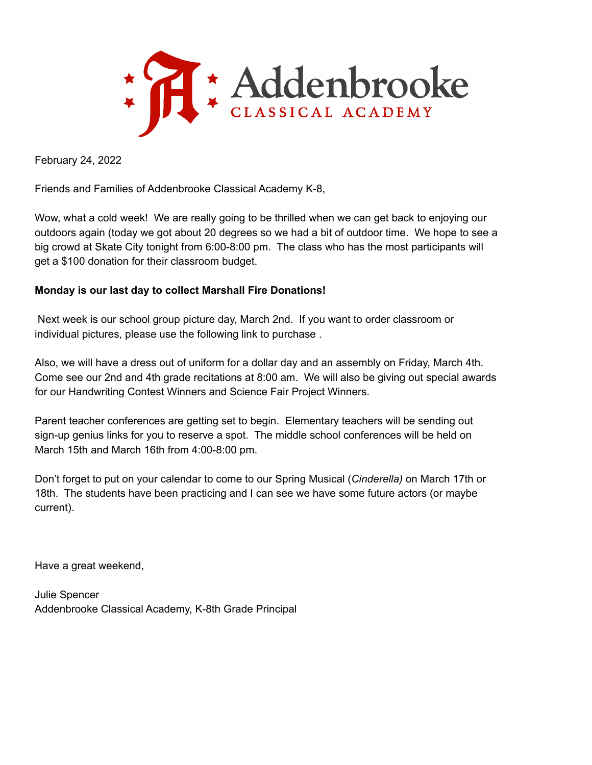Addenbrooke
CLASSICAL ACADEMY

February 24, 2022

Friends and Families of Addenbrooke Classical Academy K-8,

Wow, what a cold week! We are really going to be thrilled when we can get back to enjoying our outdoors again (today we got about 20 degrees so we had a bit of outdoor time. We hope to see a big crowd at Skate City tonight from 6:00-8:00 pm. The class who has the most participants will get a $100 donation for their classroom budget.

**Monday is our last day to collect Marshall Fire Donations!**

Next week is our school group picture day, March 2nd. If you want to order classroom or individual pictures, please use the following link to purchase .

Also, we will have a dress out of uniform for a dollar day and an assembly on Friday, March 4th. Come see our 2nd and 4th grade recitations at 8:00 am. We will also be giving out special awards for our Handwriting Contest Winners and Science Fair Project Winners.

Parent teacher conferences are getting set to begin. Elementary teachers will be sending out sign-up genius links for you to reserve a spot. The middle school conferences will be held on March 15th and March 16th from 4:00-8:00 pm.

Don't forget to put on your calendar to come to our Spring Musical (*Cinderella)* on March 17th or 18th. The students have been practicing and I can see we have some future actors (or maybe current).

Have a great weekend,

Julie Spencer
Addenbrooke Classical Academy, K-8th Grade Principal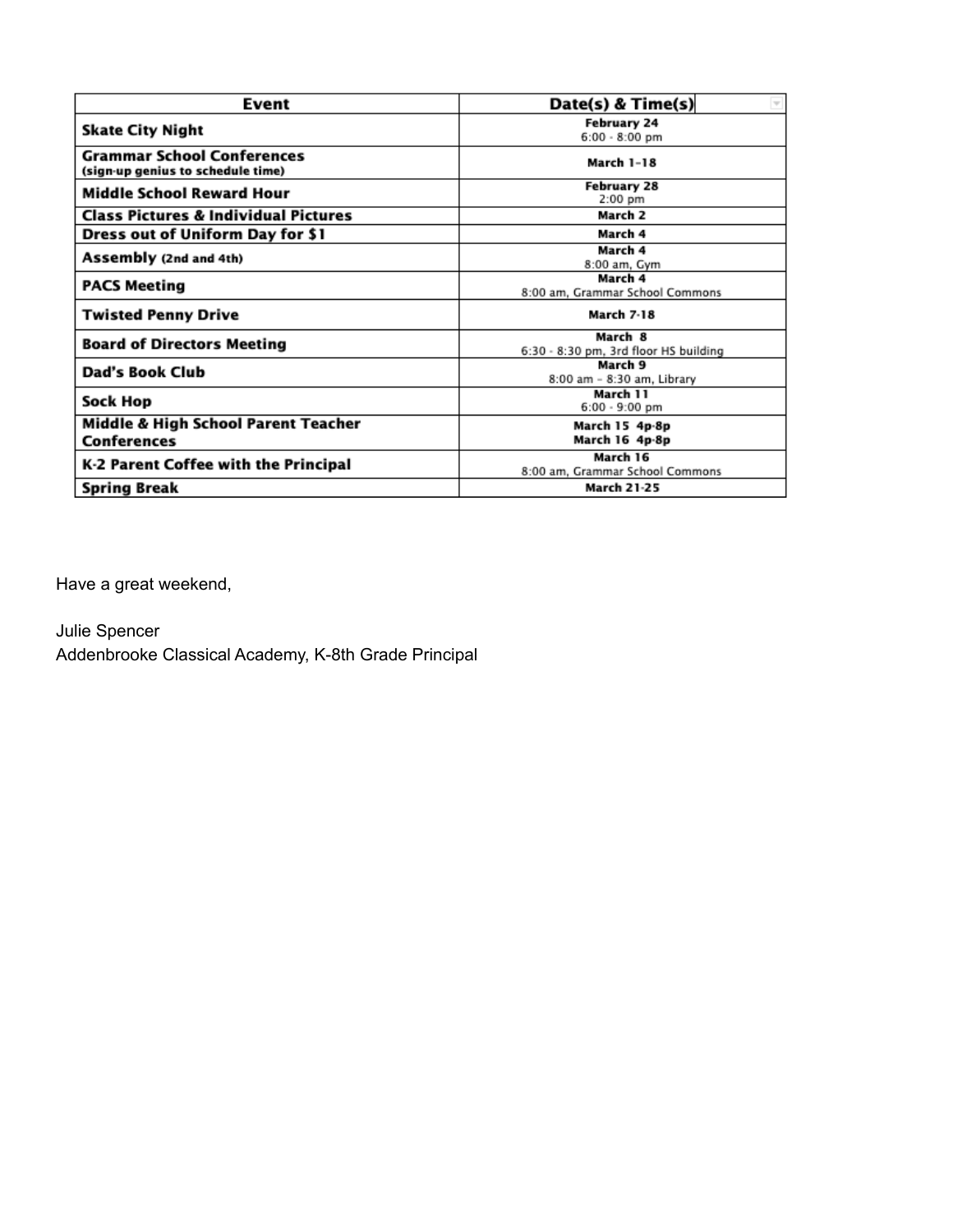| Event | Date(s) & Time(s) |
|---|---|
| **Skate City Night** | **February 24**<br>6:00 - 8:00 pm |
| **Grammar School Conferences**<br>**(sign-up genius to schedule time)** | **March 1-18** |
| **Middle School Reward Hour** | **February 28**<br>2:00 pm |
| **Class Pictures & Individual Pictures** | **March 2** |
| **Dress out of Uniform Day for $1** | **March 4** |
| **Assembly (2nd and 4th)** | **March 4**<br>8:00 am, Gym |
| **PACS Meeting** | **March 4**<br>8:00 am, Grammar School Commons |
| **Twisted Penny Drive** | **March 7-18** |
| **Board of Directors Meeting** | **March 8**<br>6:30 - 8:30 pm, 3rd floor HS building |
| **Dad's Book Club** | **March 9**<br>8:00 am - 8:30 am, Library |
| **Sock Hop** | **March 11**<br>6:00 - 9:00 pm |
| **Middle & High School Parent Teacher Conferences** | **March 15 4p-8p**<br>**March 16 4p-8p** |
| **K-2 Parent Coffee with the Principal** | **March 16**<br>8:00 am, Grammar School Commons |
| **Spring Break** | **March 21-25** |

Have a great weekend,

Julie Spencer
Addenbrooke Classical Academy, K-8th Grade Principal